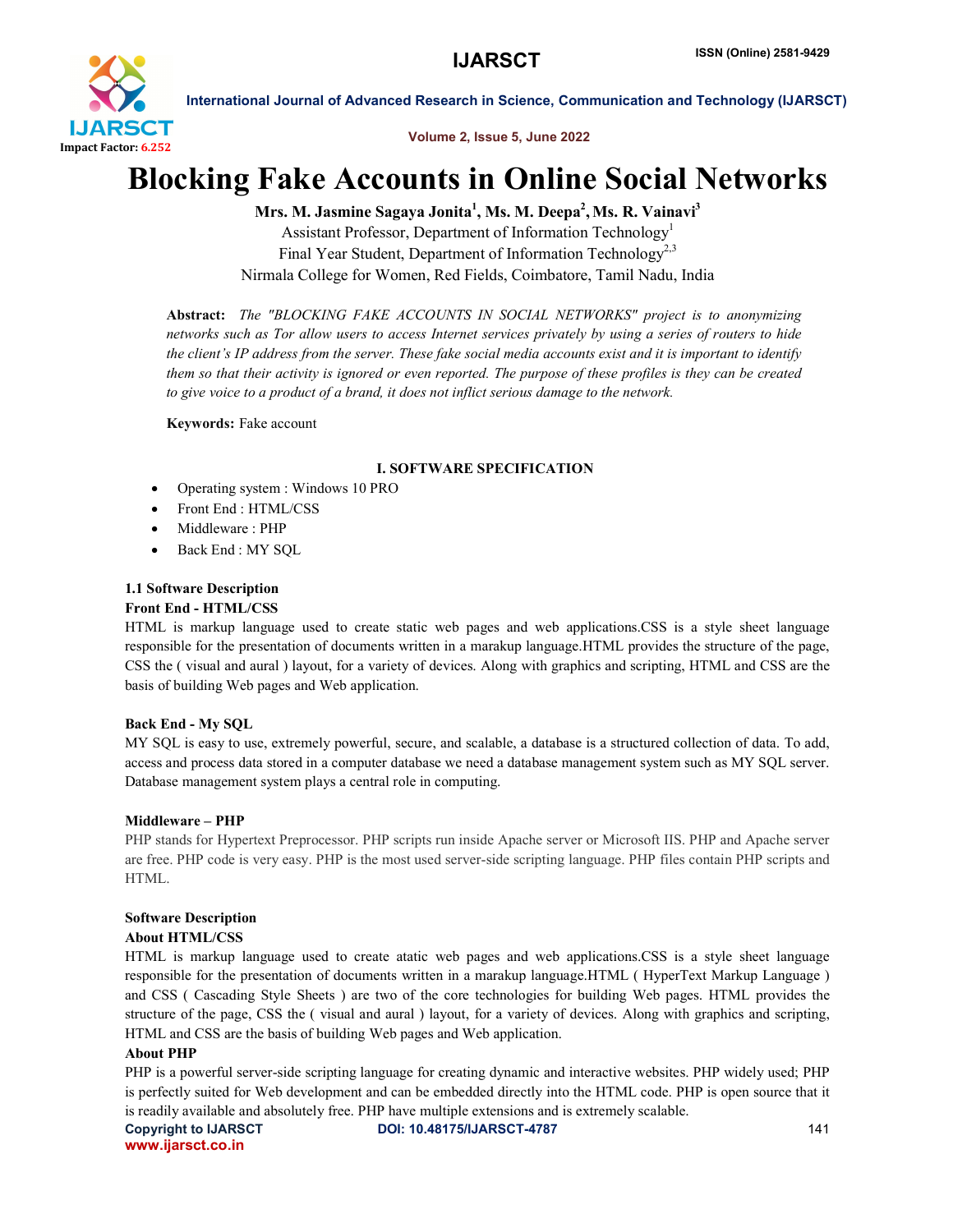# Blocking Fake Accounts in Online Social Networks

**Mrs. M. Jasmine Sagaya Jonita[1], Ms. M. Deepa[2], Ms. R. Vainavi[3]**

Assistant Professor, Department of Information Technology[1]

Final Year Student, Department of Information Technology[2,3]

Nirmala College for Women, Red Fields, Coimbatore, Tamil Nadu, India

**Abstract:** *The "BLOCKING FAKE ACCOUNTS IN SOCIAL NETWORKS" project is to anonymizing networks such as Tor allow users to access Internet services privately by using a series of routers to hide the client's IP address from the server. These fake social media accounts exist and it is important to identify them so that their activity is ignored or even reported. The purpose of these profiles is they can be created to give voice to a product of a brand, it does not inflict serious damage to the network.*

**Keywords:** Fake account

## I. SOFTWARE SPECIFICATION

- Operating system : Windows 10 PRO
- Front End : HTML/CSS
- Middleware : PHP
- Back End : MY SQL

### 1.1 Software Description

**Front End - HTML/CSS**

HTML is markup language used to create static web pages and web applications.CSS is a style sheet language responsible for the presentation of documents written in a marakup language.HTML provides the structure of the page, CSS the ( visual and aural ) layout, for a variety of devices. Along with graphics and scripting, HTML and CSS are the basis of building Web pages and Web application.

**Back End - My SQL**

MY SQL is easy to use, extremely powerful, secure, and scalable, a database is a structured collection of data. To add, access and process data stored in a computer database we need a database management system such as MY SQL server. Database management system plays a central role in computing.

**Middleware – PHP**

PHP stands for Hypertext Preprocessor. PHP scripts run inside Apache server or Microsoft IIS. PHP and Apache server are free. PHP code is very easy. PHP is the most used server-side scripting language. PHP files contain PHP scripts and HTML.

**Software Description**

**About HTML/CSS**

HTML is markup language used to create atatic web pages and web applications.CSS is a style sheet language responsible for the presentation of documents written in a marakup language.HTML ( HyperText Markup Language ) and CSS ( Cascading Style Sheets ) are two of the core technologies for building Web pages. HTML provides the structure of the page, CSS the ( visual and aural ) layout, for a variety of devices. Along with graphics and scripting, HTML and CSS are the basis of building Web pages and Web application.

**About PHP**

PHP is a powerful server-side scripting language for creating dynamic and interactive websites. PHP widely used; PHP is perfectly suited for Web development and can be embedded directly into the HTML code. PHP is open source that it is readily available and absolutely free. PHP have multiple extensions and is extremely scalable.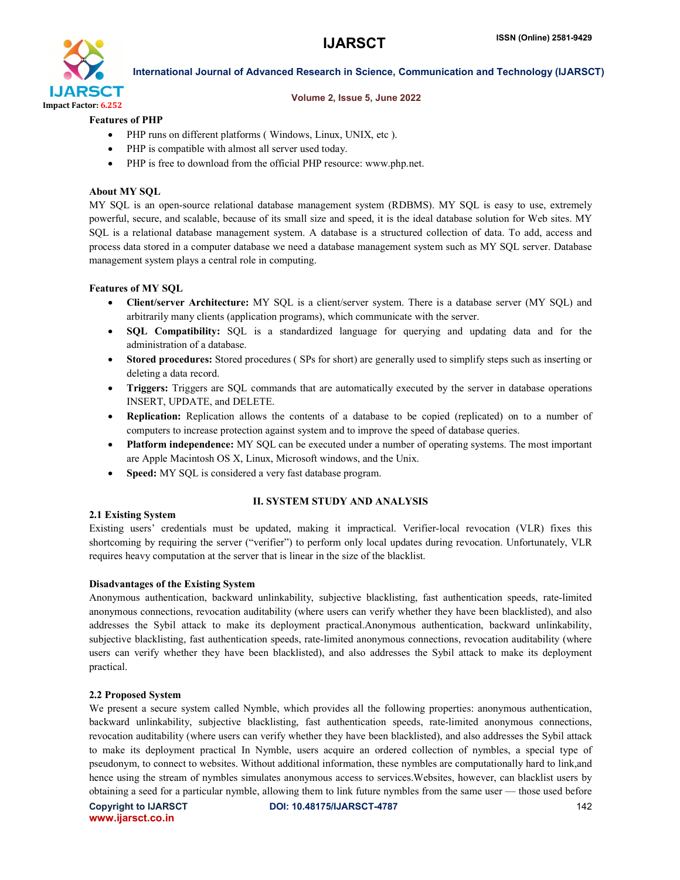**Features of PHP**

- PHP runs on different platforms ( Windows, Linux, UNIX, etc ).
- PHP is compatible with almost all server used today.
- PHP is free to download from the official PHP resource: www.php.net.

**About MY SQL**

MY SQL is an open-source relational database management system (RDBMS). MY SQL is easy to use, extremely powerful, secure, and scalable, because of its small size and speed, it is the ideal database solution for Web sites. MY SQL is a relational database management system. A database is a structured collection of data. To add, access and process data stored in a computer database we need a database management system such as MY SQL server. Database management system plays a central role in computing.

**Features of MY SQL**

- **Client/server Architecture:** MY SQL is a client/server system. There is a database server (MY SQL) and arbitrarily many clients (application programs), which communicate with the server.
- **SQL Compatibility:** SQL is a standardized language for querying and updating data and for the administration of a database.
- **Stored procedures:** Stored procedures ( SPs for short) are generally used to simplify steps such as inserting or deleting a data record.
- **Triggers:** Triggers are SQL commands that are automatically executed by the server in database operations INSERT, UPDATE, and DELETE.
- **Replication:** Replication allows the contents of a database to be copied (replicated) on to a number of computers to increase protection against system and to improve the speed of database queries.
- **Platform independence:** MY SQL can be executed under a number of operating systems. The most important are Apple Macintosh OS X, Linux, Microsoft windows, and the Unix.
- **Speed:** MY SQL is considered a very fast database program.

## II. SYSTEM STUDY AND ANALYSIS

### 2.1 Existing System

Existing users' credentials must be updated, making it impractical. Verifier-local revocation (VLR) fixes this shortcoming by requiring the server ("verifier") to perform only local updates during revocation. Unfortunately, VLR requires heavy computation at the server that is linear in the size of the blacklist.

**Disadvantages of the Existing System**

Anonymous authentication, backward unlinkability, subjective blacklisting, fast authentication speeds, rate-limited anonymous connections, revocation auditability (where users can verify whether they have been blacklisted), and also addresses the Sybil attack to make its deployment practical.Anonymous authentication, backward unlinkability, subjective blacklisting, fast authentication speeds, rate-limited anonymous connections, revocation auditability (where users can verify whether they have been blacklisted), and also addresses the Sybil attack to make its deployment practical.

### 2.2 Proposed System

We present a secure system called Nymble, which provides all the following properties: anonymous authentication, backward unlinkability, subjective blacklisting, fast authentication speeds, rate-limited anonymous connections, revocation auditability (where users can verify whether they have been blacklisted), and also addresses the Sybil attack to make its deployment practical In Nymble, users acquire an ordered collection of nymbles, a special type of pseudonym, to connect to websites. Without additional information, these nymbles are computationally hard to link,and hence using the stream of nymbles simulates anonymous access to services.Websites, however, can blacklist users by obtaining a seed for a particular nymble, allowing them to link future nymbles from the same user — those used before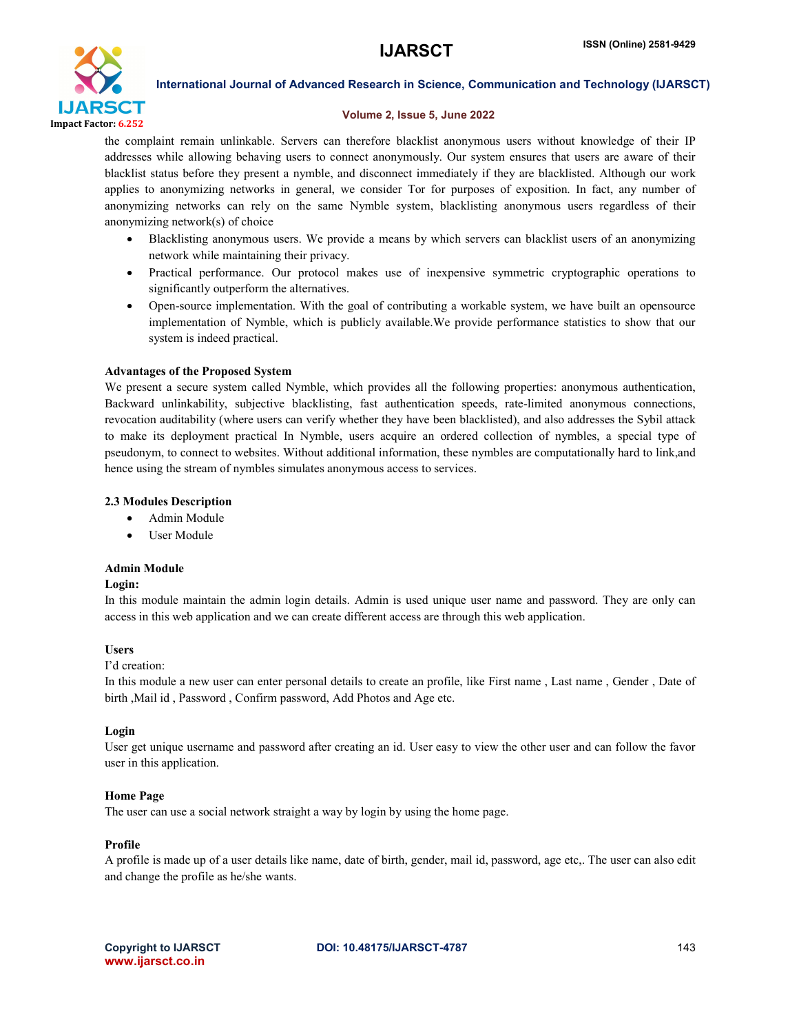the complaint remain unlinkable. Servers can therefore blacklist anonymous users without knowledge of their IP addresses while allowing behaving users to connect anonymously. Our system ensures that users are aware of their blacklist status before they present a nymble, and disconnect immediately if they are blacklisted. Although our work applies to anonymizing networks in general, we consider Tor for purposes of exposition. In fact, any number of anonymizing networks can rely on the same Nymble system, blacklisting anonymous users regardless of their anonymizing network(s) of choice

- Blacklisting anonymous users. We provide a means by which servers can blacklist users of an anonymizing network while maintaining their privacy.
- Practical performance. Our protocol makes use of inexpensive symmetric cryptographic operations to significantly outperform the alternatives.
- Open-source implementation. With the goal of contributing a workable system, we have built an opensource implementation of Nymble, which is publicly available.We provide performance statistics to show that our system is indeed practical.

**Advantages of the Proposed System**

We present a secure system called Nymble, which provides all the following properties: anonymous authentication, Backward unlinkability, subjective blacklisting, fast authentication speeds, rate-limited anonymous connections, revocation auditability (where users can verify whether they have been blacklisted), and also addresses the Sybil attack to make its deployment practical In Nymble, users acquire an ordered collection of nymbles, a special type of pseudonym, to connect to websites. Without additional information, these nymbles are computationally hard to link,and hence using the stream of nymbles simulates anonymous access to services.

### 2.3 Modules Description

- Admin Module
- User Module

**Admin Module**

**Login:**

In this module maintain the admin login details. Admin is used unique user name and password. They are only can access in this web application and we can create different access are through this web application.

**Users**

I'd creation:

In this module a new user can enter personal details to create an profile, like First name , Last name , Gender , Date of birth ,Mail id , Password , Confirm password, Add Photos and Age etc.

**Login**

User get unique username and password after creating an id. User easy to view the other user and can follow the favor user in this application.

**Home Page**

The user can use a social network straight a way by login by using the home page.

**Profile**

A profile is made up of a user details like name, date of birth, gender, mail id, password, age etc,. The user can also edit and change the profile as he/she wants.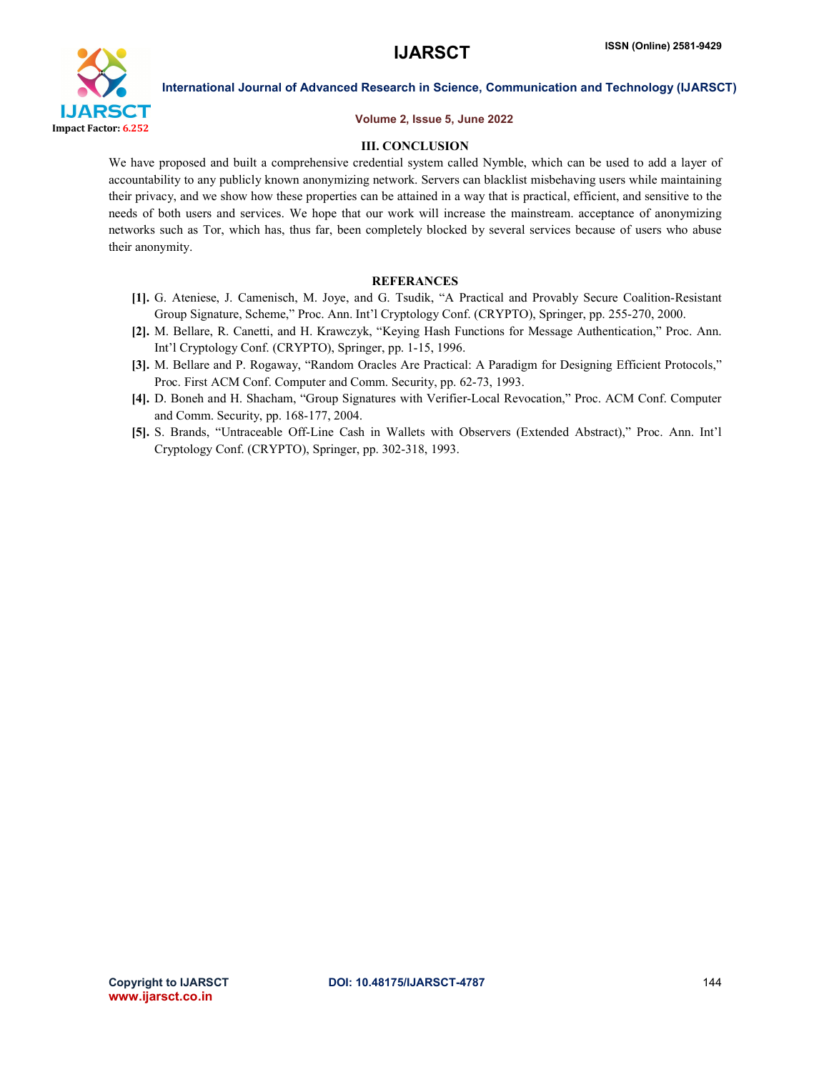## III. CONCLUSION

We have proposed and built a comprehensive credential system called Nymble, which can be used to add a layer of accountability to any publicly known anonymizing network. Servers can blacklist misbehaving users while maintaining their privacy, and we show how these properties can be attained in a way that is practical, efficient, and sensitive to the needs of both users and services. We hope that our work will increase the mainstream. acceptance of anonymizing networks such as Tor, which has, thus far, been completely blocked by several services because of users who abuse their anonymity.

## REFERANCES

**[1].** G. Ateniese, J. Camenisch, M. Joye, and G. Tsudik, "A Practical and Provably Secure Coalition-Resistant Group Signature, Scheme," Proc. Ann. Int'l Cryptology Conf. (CRYPTO), Springer, pp. 255-270, 2000.

**[2].** M. Bellare, R. Canetti, and H. Krawczyk, "Keying Hash Functions for Message Authentication," Proc. Ann. Int'l Cryptology Conf. (CRYPTO), Springer, pp. 1-15, 1996.

**[3].** M. Bellare and P. Rogaway, "Random Oracles Are Practical: A Paradigm for Designing Efficient Protocols," Proc. First ACM Conf. Computer and Comm. Security, pp. 62-73, 1993.

**[4].** D. Boneh and H. Shacham, "Group Signatures with Verifier-Local Revocation," Proc. ACM Conf. Computer and Comm. Security, pp. 168-177, 2004.

**[5].** S. Brands, "Untraceable Off-Line Cash in Wallets with Observers (Extended Abstract)," Proc. Ann. Int'l Cryptology Conf. (CRYPTO), Springer, pp. 302-318, 1993.